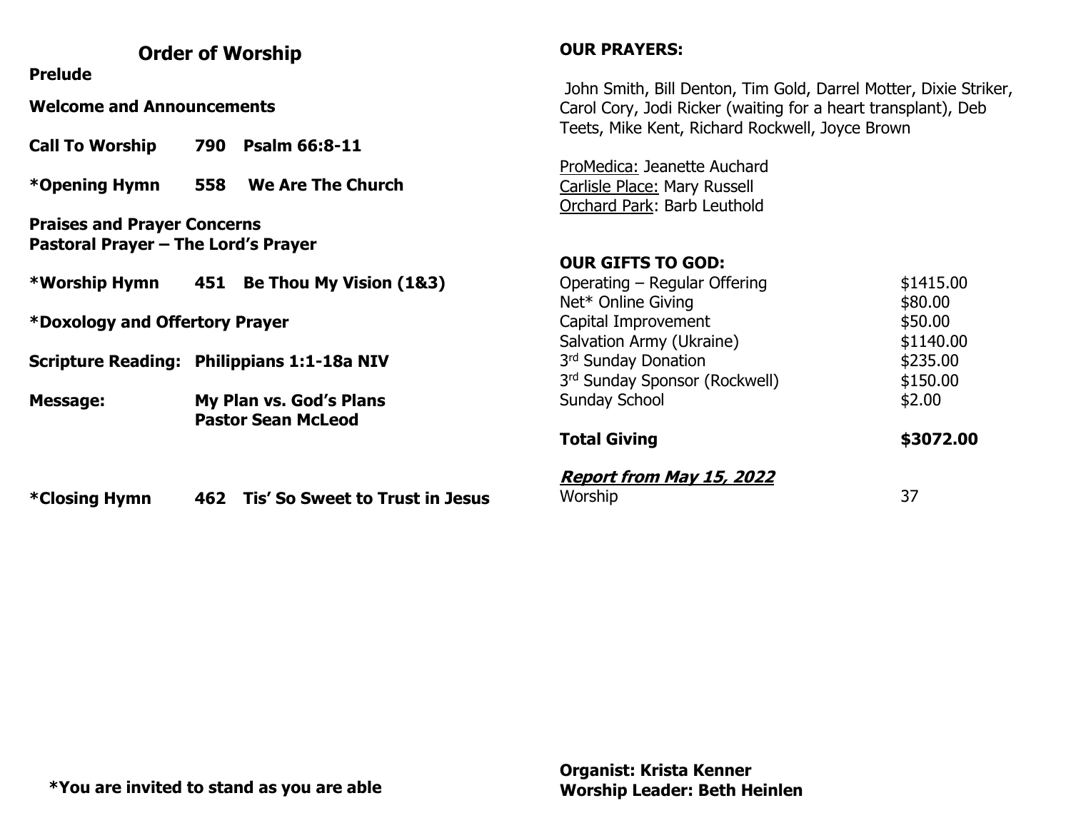## Order of Worship

**Prelude**

**Welcome and Announcements**

**Call To Worship 790 Psalm 66:8-11**

***Opening Hymn 558 We Are The Church**

**Praises and Prayer Concerns**
**Pastoral Prayer – The Lord's Prayer**

***Worship Hymn 451 Be Thou My Vision (1&3)**

***Doxology and Offertory Prayer**

**Scripture Reading: Philippians 1:1-18a NIV**

**Message: My Plan vs. God's Plans**
**Pastor Sean McLeod**

***Closing Hymn 462 Tis' So Sweet to Trust in Jesus**

**\*You are invited to stand as you are able**

**OUR PRAYERS:**

John Smith, Bill Denton, Tim Gold, Darrel Motter, Dixie Striker, Carol Cory, Jodi Ricker (waiting for a heart transplant), Deb Teets, Mike Kent, Richard Rockwell, Joyce Brown

<u>ProMedica:</u> Jeanette Auchard
<u>Carlisle Place:</u> Mary Russell
<u>Orchard Park</u>: Barb Leuthold

**OUR GIFTS TO GOD:**

| | |
|---|---|
| Operating – Regular Offering | $1415.00 |
| Net* Online Giving | $80.00 |
| Capital Improvement | $50.00 |
| Salvation Army (Ukraine) | $1140.00 |
| 3rd Sunday Donation | $235.00 |
| 3rd Sunday Sponsor (Rockwell) | $150.00 |
| Sunday School | $2.00 |
| **Total Giving** | **$3072.00** |

***<u>Report from May 15, 2022</u>***

| | |
|---|---|
| Worship | 37 |

**Organist: Krista Kenner**
**Worship Leader: Beth Heinlen**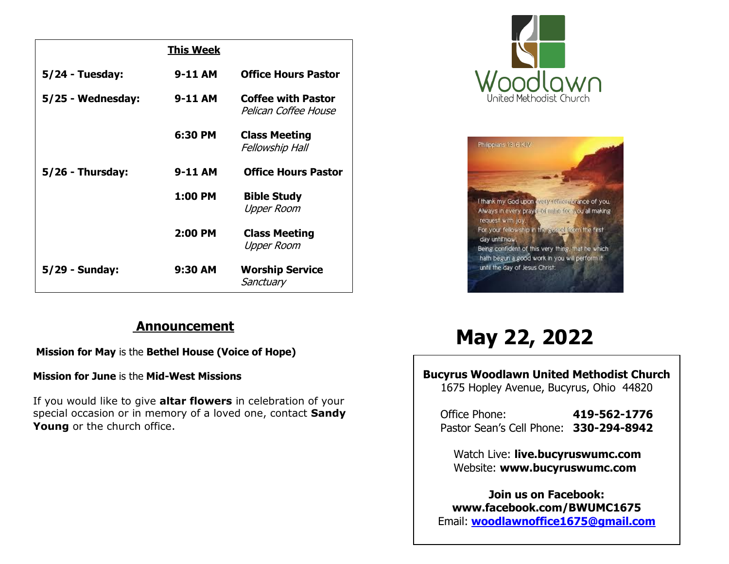| This Week | | |
|---|---|---|
| **5/24 - Tuesday:** | **9-11 AM** | **Office Hours Pastor** |
| **5/25 - Wednesday:** | **9-11 AM** | **Coffee with Pastor** *Pelican Coffee House* |
| | **6:30 PM** | **Class Meeting** *Fellowship Hall* |
| **5/26 - Thursday:** | **9-11 AM** | **Office Hours Pastor** |
| | **1:00 PM** | **Bible Study** *Upper Room* |
| | **2:00 PM** | **Class Meeting** *Upper Room* |
| **5/29 - Sunday:** | **9:30 AM** | **Worship Service** *Sanctuary* |

## Announcement

**Mission for May** is the **Bethel House (Voice of Hope)**

**Mission for June** is the **Mid-West Missions**

If you would like to give **altar flowers** in celebration of your special occasion or in memory of a loved one, contact **Sandy Young** or the church office.

Woodlawn
United Methodist Church

Philippians 1:3-6 KJV

I thank my God upon every remembrance of you,
Always in every prayer of mine for you all making request with joy,
For your fellowship in the gospel from the first day until now;
Being confident of this very thing, that he which hath begun a good work in you will perform it until the day of Jesus Christ:

# May 22, 2022

**Bucyrus Woodlawn United Methodist Church**
1675 Hopley Avenue, Bucyrus, Ohio 44820

Office Phone: **419-562-1776**
Pastor Sean's Cell Phone: **330-294-8942**

Watch Live: **live.bucyruswumc.com**
Website: **www.bucyruswumc.com**

**Join us on Facebook:**
**www.facebook.com/BWUMC1675**
Email: **woodlawnoffice1675@gmail.com**